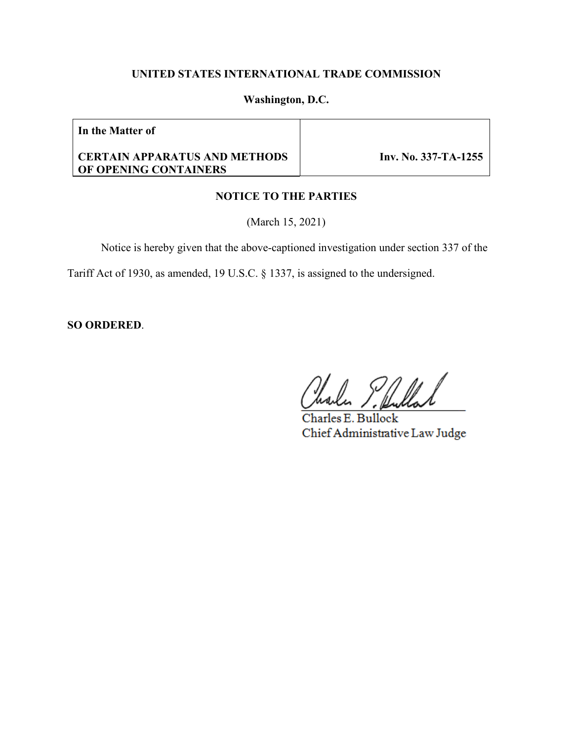**UNITED STATES INTERNATIONAL TRADE COMMISSION**

**Washington, D.C.**

| **In the Matter of**<br><br>**CERTAIN APPARATUS AND METHODS OF OPENING CONTAINERS** | **Inv. No. 337-TA-1255** |
|---|---|

**NOTICE TO THE PARTIES**

(March 15, 2021)

Notice is hereby given that the above-captioned investigation under section 337 of the Tariff Act of 1930, as amended, 19 U.S.C. § 1337, is assigned to the undersigned.

**SO ORDERED**.

Charles E. Bullock
Chief Administrative Law Judge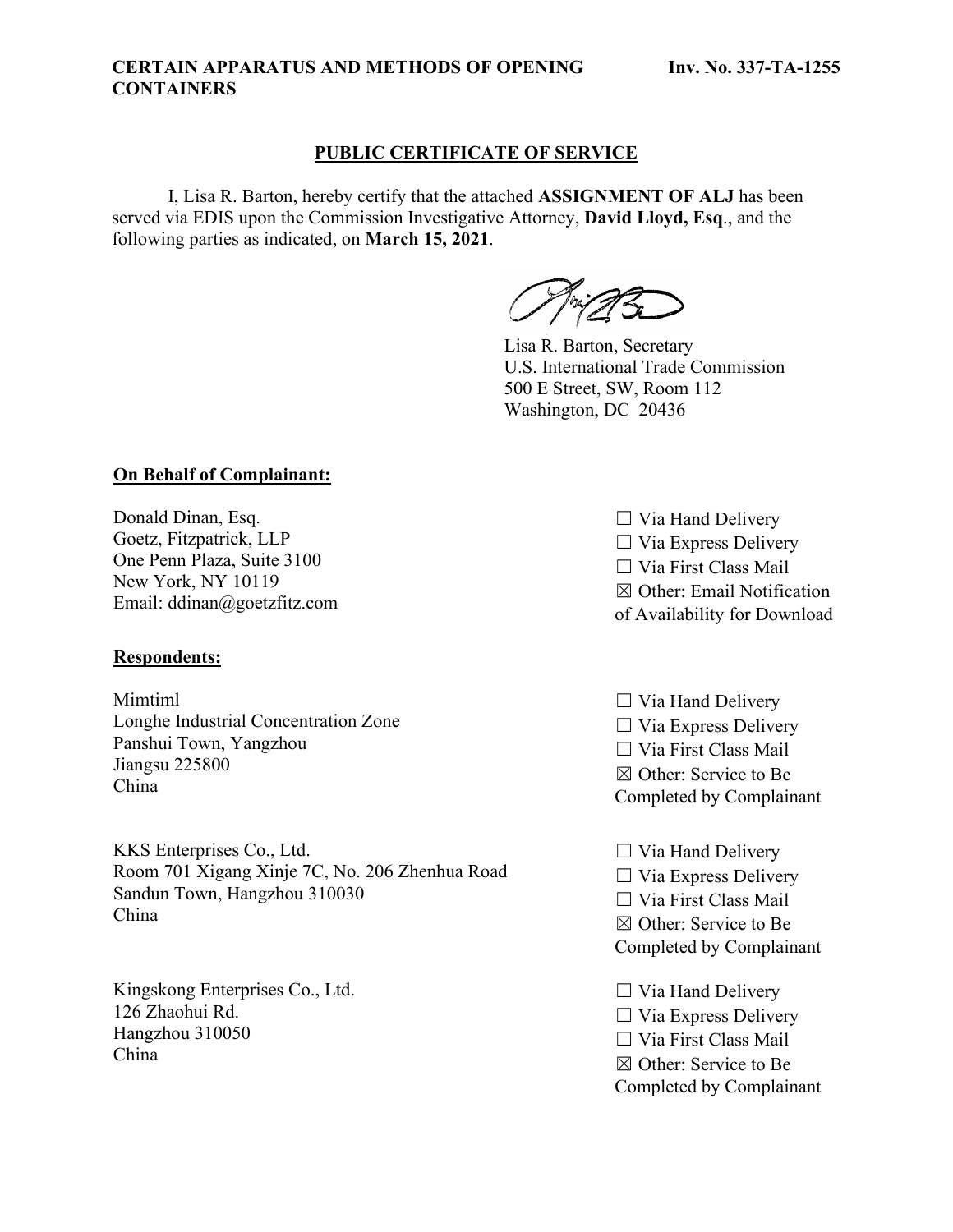**CERTAIN APPARATUS AND METHODS OF OPENING CONTAINERS** **Inv. No. 337-TA-1255**

## PUBLIC CERTIFICATE OF SERVICE

I, Lisa R. Barton, hereby certify that the attached **ASSIGNMENT OF ALJ** has been served via EDIS upon the Commission Investigative Attorney, **David Lloyd, Esq**., and the following parties as indicated, on **March 15, 2021**.

Lisa R. Barton, Secretary
U.S. International Trade Commission
500 E Street, SW, Room 112
Washington, DC 20436

**On Behalf of Complainant:**

Donald Dinan, Esq.
Goetz, Fitzpatrick, LLP
One Penn Plaza, Suite 3100
New York, NY 10119
Email: ddinan@goetzfitz.com

☐ Via Hand Delivery
☐ Via Express Delivery
☐ Via First Class Mail
☒ Other: Email Notification of Availability for Download

**Respondents:**

Mimtiml
Longhe Industrial Concentration Zone
Panshui Town, Yangzhou
Jiangsu 225800
China

☐ Via Hand Delivery
☐ Via Express Delivery
☐ Via First Class Mail
☒ Other: Service to Be Completed by Complainant

KKS Enterprises Co., Ltd.
Room 701 Xigang Xinje 7C, No. 206 Zhenhua Road
Sandun Town, Hangzhou 310030
China

☐ Via Hand Delivery
☐ Via Express Delivery
☐ Via First Class Mail
☒ Other: Service to Be Completed by Complainant

Kingskong Enterprises Co., Ltd.
126 Zhaohui Rd.
Hangzhou 310050
China

☐ Via Hand Delivery
☐ Via Express Delivery
☐ Via First Class Mail
☒ Other: Service to Be Completed by Complainant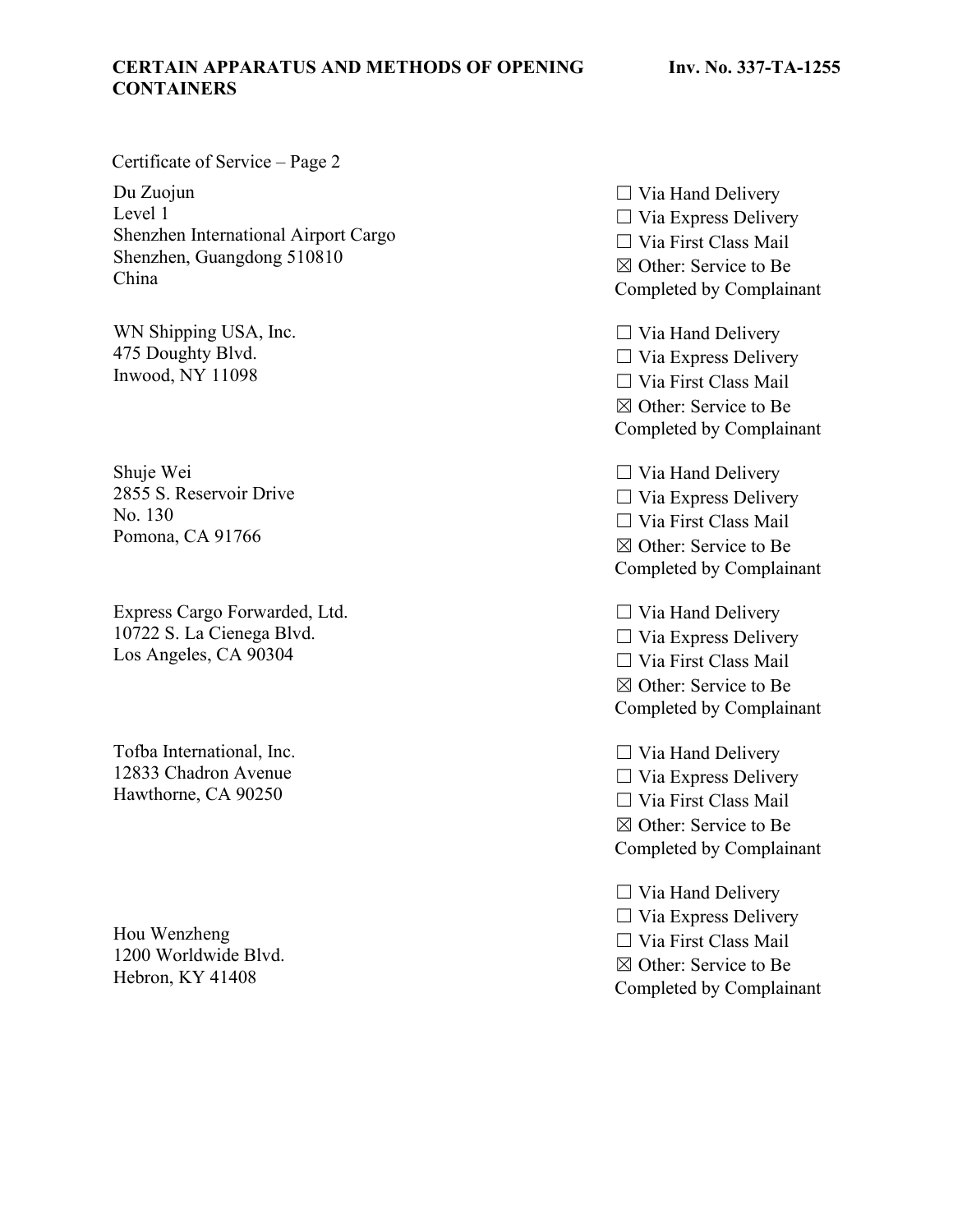Certificate of Service – Page 2

| | |
|---|---|
| Du Zuojun<br>Level 1<br>Shenzhen International Airport Cargo<br>Shenzhen, Guangdong 510810<br>China | ☐ Via Hand Delivery<br>☐ Via Express Delivery<br>☐ Via First Class Mail<br>☒ Other: Service to Be Completed by Complainant |
| WN Shipping USA, Inc.<br>475 Doughty Blvd.<br>Inwood, NY 11098 | ☐ Via Hand Delivery<br>☐ Via Express Delivery<br>☐ Via First Class Mail<br>☒ Other: Service to Be Completed by Complainant |
| Shuje Wei<br>2855 S. Reservoir Drive<br>No. 130<br>Pomona, CA 91766 | ☐ Via Hand Delivery<br>☐ Via Express Delivery<br>☐ Via First Class Mail<br>☒ Other: Service to Be Completed by Complainant |
| Express Cargo Forwarded, Ltd.<br>10722 S. La Cienega Blvd.<br>Los Angeles, CA 90304 | ☐ Via Hand Delivery<br>☐ Via Express Delivery<br>☐ Via First Class Mail<br>☒ Other: Service to Be Completed by Complainant |
| Tofba International, Inc.<br>12833 Chadron Avenue<br>Hawthorne, CA 90250 | ☐ Via Hand Delivery<br>☐ Via Express Delivery<br>☐ Via First Class Mail<br>☒ Other: Service to Be Completed by Complainant |
| Hou Wenzheng<br>1200 Worldwide Blvd.<br>Hebron, KY 41408 | ☐ Via Hand Delivery<br>☐ Via Express Delivery<br>☐ Via First Class Mail<br>☒ Other: Service to Be Completed by Complainant |